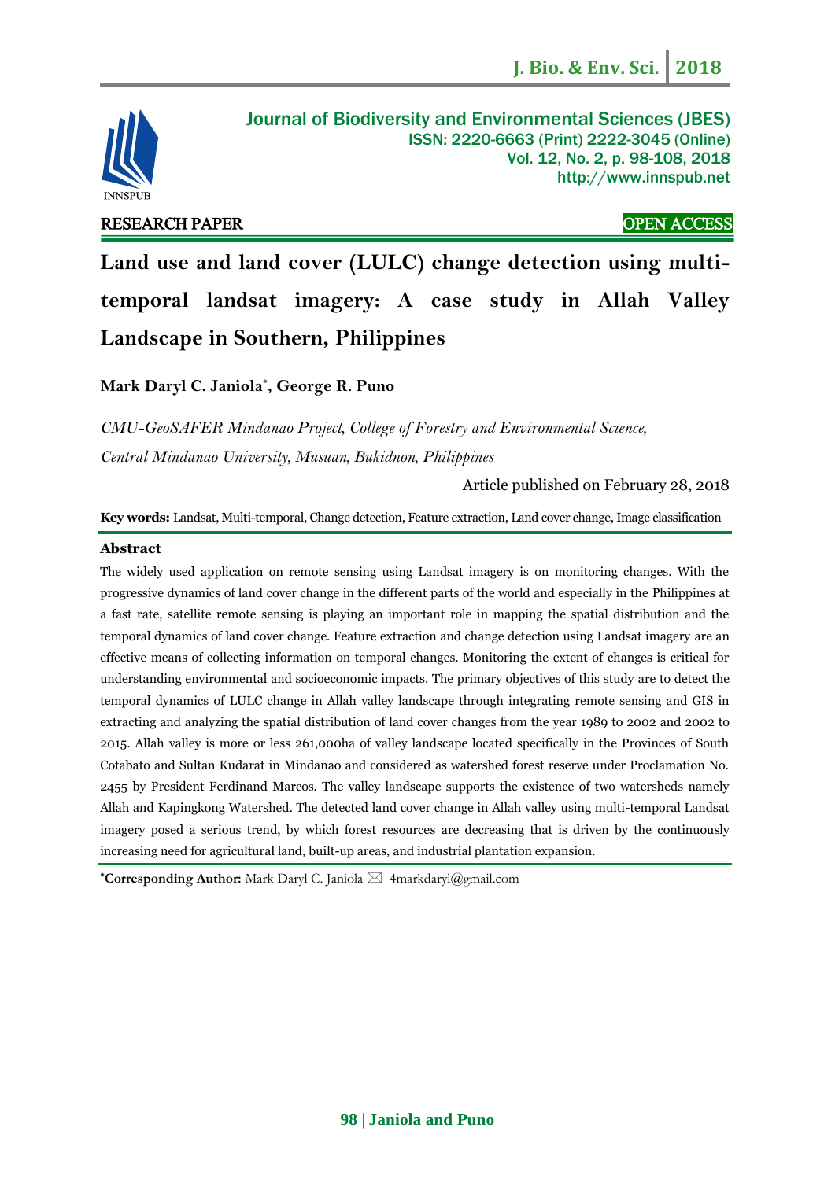RESEARCH PAPER

OPEN ACCESS

# Land use and land cover (LULC) change detection using multi-temporal landsat imagery: A case study in Allah Valley Landscape in Southern, Philippines

**Mark Daryl C. Janiola*, George R. Puno**

*CMU-GeoSAFER Mindanao Project, College of Forestry and Environmental Science, Central Mindanao University, Musuan, Bukidnon, Philippines*

Article published on February 28, 2018

**Key words:** Landsat, Multi-temporal, Change detection, Feature extraction, Land cover change, Image classification

## Abstract

The widely used application on remote sensing using Landsat imagery is on monitoring changes. With the progressive dynamics of land cover change in the different parts of the world and especially in the Philippines at a fast rate, satellite remote sensing is playing an important role in mapping the spatial distribution and the temporal dynamics of land cover change. Feature extraction and change detection using Landsat imagery are an effective means of collecting information on temporal changes. Monitoring the extent of changes is critical for understanding environmental and socioeconomic impacts. The primary objectives of this study are to detect the temporal dynamics of LULC change in Allah valley landscape through integrating remote sensing and GIS in extracting and analyzing the spatial distribution of land cover changes from the year 1989 to 2002 and 2002 to 2015. Allah valley is more or less 261,000ha of valley landscape located specifically in the Provinces of South Cotabato and Sultan Kudarat in Mindanao and considered as watershed forest reserve under Proclamation No. 2455 by President Ferdinand Marcos. The valley landscape supports the existence of two watersheds namely Allah and Kapingkong Watershed. The detected land cover change in Allah valley using multi-temporal Landsat imagery posed a serious trend, by which forest resources are decreasing that is driven by the continuously increasing need for agricultural land, built-up areas, and industrial plantation expansion.

***Corresponding Author:** Mark Daryl C. Janiola ✉ 4markdaryl@gmail.com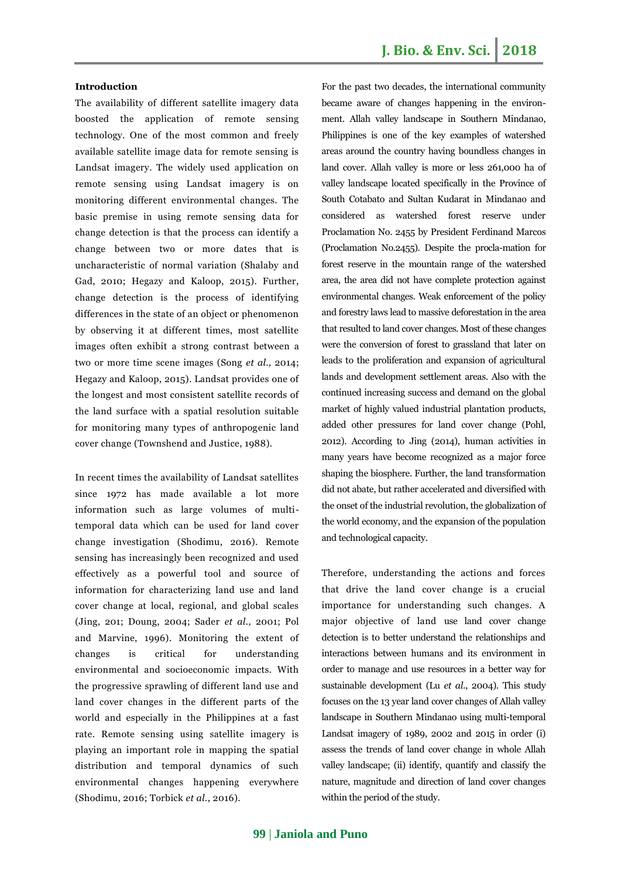**Introduction**

The availability of different satellite imagery data boosted the application of remote sensing technology. One of the most common and freely available satellite image data for remote sensing is Landsat imagery. The widely used application on remote sensing using Landsat imagery is on monitoring different environmental changes. The basic premise in using remote sensing data for change detection is that the process can identify a change between two or more dates that is uncharacteristic of normal variation (Shalaby and Gad, 2010; Hegazy and Kaloop, 2015). Further, change detection is the process of identifying differences in the state of an object or phenomenon by observing it at different times, most satellite images often exhibit a strong contrast between a two or more time scene images (Song *et al.,* 2014; Hegazy and Kaloop, 2015). Landsat provides one of the longest and most consistent satellite records of the land surface with a spatial resolution suitable for monitoring many types of anthropogenic land cover change (Townshend and Justice, 1988).

In recent times the availability of Landsat satellites since 1972 has made available a lot more information such as large volumes of multi-temporal data which can be used for land cover change investigation (Shodimu, 2016). Remote sensing has increasingly been recognized and used effectively as a powerful tool and source of information for characterizing land use and land cover change at local, regional, and global scales (Jing, 201; Doung, 2004; Sader *et al.,* 2001; Pol and Marvine, 1996). Monitoring the extent of changes is critical for understanding environmental and socioeconomic impacts. With the progressive sprawling of different land use and land cover changes in the different parts of the world and especially in the Philippines at a fast rate. Remote sensing using satellite imagery is playing an important role in mapping the spatial distribution and temporal dynamics of such environmental changes happening everywhere (Shodimu, 2016; Torbick *et al.*, 2016).

For the past two decades, the international community became aware of changes happening in the environment. Allah valley landscape in Southern Mindanao, Philippines is one of the key examples of watershed areas around the country having boundless changes in land cover. Allah valley is more or less 261,000 ha of valley landscape located specifically in the Province of South Cotabato and Sultan Kudarat in Mindanao and considered as watershed forest reserve under Proclamation No. 2455 by President Ferdinand Marcos (Proclamation No.2455). Despite the procla-mation for forest reserve in the mountain range of the watershed area, the area did not have complete protection against environmental changes. Weak enforcement of the policy and forestry laws lead to massive deforestation in the area that resulted to land cover changes. Most of these changes were the conversion of forest to grassland that later on leads to the proliferation and expansion of agricultural lands and development settlement areas. Also with the continued increasing success and demand on the global market of highly valued industrial plantation products, added other pressures for land cover change (Pohl, 2012). According to Jing (2014), human activities in many years have become recognized as a major force shaping the biosphere. Further, the land transformation did not abate, but rather accelerated and diversified with the onset of the industrial revolution, the globalization of the world economy, and the expansion of the population and technological capacity.

Therefore, understanding the actions and forces that drive the land cover change is a crucial importance for understanding such changes. A major objective of land use land cover change detection is to better understand the relationships and interactions between humans and its environment in order to manage and use resources in a better way for sustainable development (Lu *et al.*, 2004). This study focuses on the 13 year land cover changes of Allah valley landscape in Southern Mindanao using multi-temporal Landsat imagery of 1989, 2002 and 2015 in order (i) assess the trends of land cover change in whole Allah valley landscape; (ii) identify, quantify and classify the nature, magnitude and direction of land cover changes within the period of the study.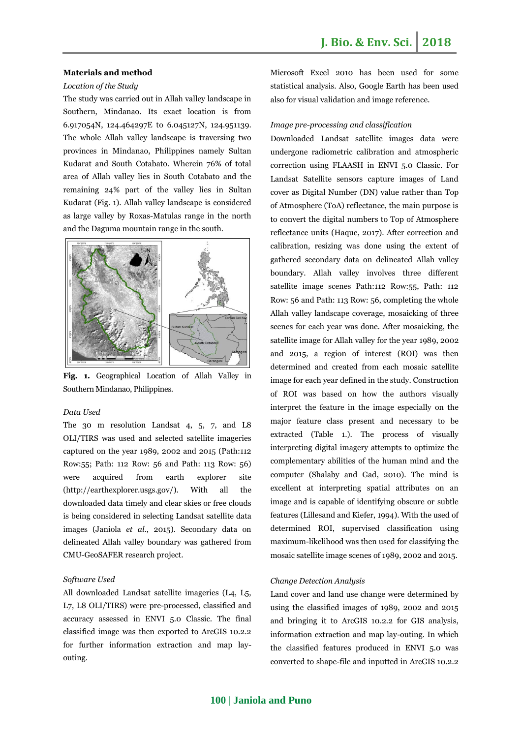## Materials and method

*Location of the Study*

The study was carried out in Allah valley landscape in Southern, Mindanao. Its exact location is from 6.917054N, 124.464297E to 6.045127N, 124.951139. The whole Allah valley landscape is traversing two provinces in Mindanao, Philippines namely Sultan Kudarat and South Cotabato. Wherein 76% of total area of Allah valley lies in South Cotabato and the remaining 24% part of the valley lies in Sultan Kudarat (Fig. 1). Allah valley landscape is considered as large valley by Roxas-Matulas range in the north and the Daguma mountain range in the south.

**Fig. 1.** Geographical Location of Allah Valley in Southern Mindanao, Philippines.

*Data Used*

The 30 m resolution Landsat 4, 5, 7, and L8 OLI/TIRS was used and selected satellite imageries captured on the year 1989, 2002 and 2015 (Path:112 Row:55; Path: 112 Row: 56 and Path: 113 Row: 56) were acquired from earth explorer site (http://earthexplorer.usgs.gov/). With all the downloaded data timely and clear skies or free clouds is being considered in selecting Landsat satellite data images (Janiola *et al*., 2015). Secondary data on delineated Allah valley boundary was gathered from CMU-GeoSAFER research project.

*Software Used*

All downloaded Landsat satellite imageries (L4, L5, L7, L8 OLI/TIRS) were pre-processed, classified and accuracy assessed in ENVI 5.0 Classic. The final classified image was then exported to ArcGIS 10.2.2 for further information extraction and map lay-outing.

Microsoft Excel 2010 has been used for some statistical analysis. Also, Google Earth has been used also for visual validation and image reference.

*Image pre-processing and classification*

Downloaded Landsat satellite images data were undergone radiometric calibration and atmospheric correction using FLAASH in ENVI 5.0 Classic. For Landsat Satellite sensors capture images of Land cover as Digital Number (DN) value rather than Top of Atmosphere (ToA) reflectance, the main purpose is to convert the digital numbers to Top of Atmosphere reflectance units (Haque, 2017). After correction and calibration, resizing was done using the extent of gathered secondary data on delineated Allah valley boundary. Allah valley involves three different satellite image scenes Path:112 Row:55, Path: 112 Row: 56 and Path: 113 Row: 56, completing the whole Allah valley landscape coverage, mosaicking of three scenes for each year was done. After mosaicking, the satellite image for Allah valley for the year 1989, 2002 and 2015, a region of interest (ROI) was then determined and created from each mosaic satellite image for each year defined in the study. Construction of ROI was based on how the authors visually interpret the feature in the image especially on the major feature class present and necessary to be extracted (Table 1.). The process of visually interpreting digital imagery attempts to optimize the complementary abilities of the human mind and the computer (Shalaby and Gad, 2010). The mind is excellent at interpreting spatial attributes on an image and is capable of identifying obscure or subtle features (Lillesand and Kiefer, 1994). With the used of determined ROI, supervised classification using maximum-likelihood was then used for classifying the mosaic satellite image scenes of 1989, 2002 and 2015.

*Change Detection Analysis*

Land cover and land use change were determined by using the classified images of 1989, 2002 and 2015 and bringing it to ArcGIS 10.2.2 for GIS analysis, information extraction and map lay-outing. In which the classified features produced in ENVI 5.0 was converted to shape-file and inputted in ArcGIS 10.2.2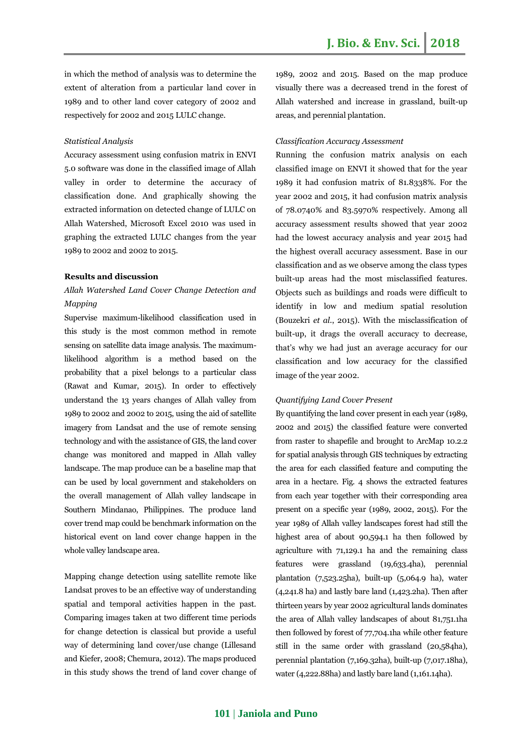in which the method of analysis was to determine the extent of alteration from a particular land cover in 1989 and to other land cover category of 2002 and respectively for 2002 and 2015 LULC change.

*Statistical Analysis*

Accuracy assessment using confusion matrix in ENVI 5.0 software was done in the classified image of Allah valley in order to determine the accuracy of classification done. And graphically showing the extracted information on detected change of LULC on Allah Watershed, Microsoft Excel 2010 was used in graphing the extracted LULC changes from the year 1989 to 2002 and 2002 to 2015.

**Results and discussion**

*Allah Watershed Land Cover Change Detection and Mapping*

Supervise maximum-likelihood classification used in this study is the most common method in remote sensing on satellite data image analysis. The maximum-likelihood algorithm is a method based on the probability that a pixel belongs to a particular class (Rawat and Kumar, 2015). In order to effectively understand the 13 years changes of Allah valley from 1989 to 2002 and 2002 to 2015, using the aid of satellite imagery from Landsat and the use of remote sensing technology and with the assistance of GIS, the land cover change was monitored and mapped in Allah valley landscape. The map produce can be a baseline map that can be used by local government and stakeholders on the overall management of Allah valley landscape in Southern Mindanao, Philippines. The produce land cover trend map could be benchmark information on the historical event on land cover change happen in the whole valley landscape area.

Mapping change detection using satellite remote like Landsat proves to be an effective way of understanding spatial and temporal activities happen in the past. Comparing images taken at two different time periods for change detection is classical but provide a useful way of determining land cover/use change (Lillesand and Kiefer, 2008; Chemura, 2012). The maps produced in this study shows the trend of land cover change of 1989, 2002 and 2015. Based on the map produce visually there was a decreased trend in the forest of Allah watershed and increase in grassland, built-up areas, and perennial plantation.

*Classification Accuracy Assessment*

Running the confusion matrix analysis on each classified image on ENVI it showed that for the year 1989 it had confusion matrix of 81.8338%. For the year 2002 and 2015, it had confusion matrix analysis of 78.0740% and 83.5970% respectively. Among all accuracy assessment results showed that year 2002 had the lowest accuracy analysis and year 2015 had the highest overall accuracy assessment. Base in our classification and as we observe among the class types built-up areas had the most misclassified features. Objects such as buildings and roads were difficult to identify in low and medium spatial resolution (Bouzekri *et al.*, 2015). With the misclassification of built-up, it drags the overall accuracy to decrease, that's why we had just an average accuracy for our classification and low accuracy for the classified image of the year 2002.

*Quantifying Land Cover Present*

By quantifying the land cover present in each year (1989, 2002 and 2015) the classified feature were converted from raster to shapefile and brought to ArcMap 10.2.2 for spatial analysis through GIS techniques by extracting the area for each classified feature and computing the area in a hectare. Fig. 4 shows the extracted features from each year together with their corresponding area present on a specific year (1989, 2002, 2015). For the year 1989 of Allah valley landscapes forest had still the highest area of about 90,594.1 ha then followed by agriculture with 71,129.1 ha and the remaining class features were grassland (19,633.4ha), perennial plantation (7,523.25ha), built-up (5,064.9 ha), water (4,241.8 ha) and lastly bare land (1,423.2ha). Then after thirteen years by year 2002 agricultural lands dominates the area of Allah valley landscapes of about 81,751.1ha then followed by forest of 77,704.1ha while other feature still in the same order with grassland (20,584ha), perennial plantation (7,169.32ha), built-up (7,017.18ha), water (4,222.88ha) and lastly bare land (1,161.14ha).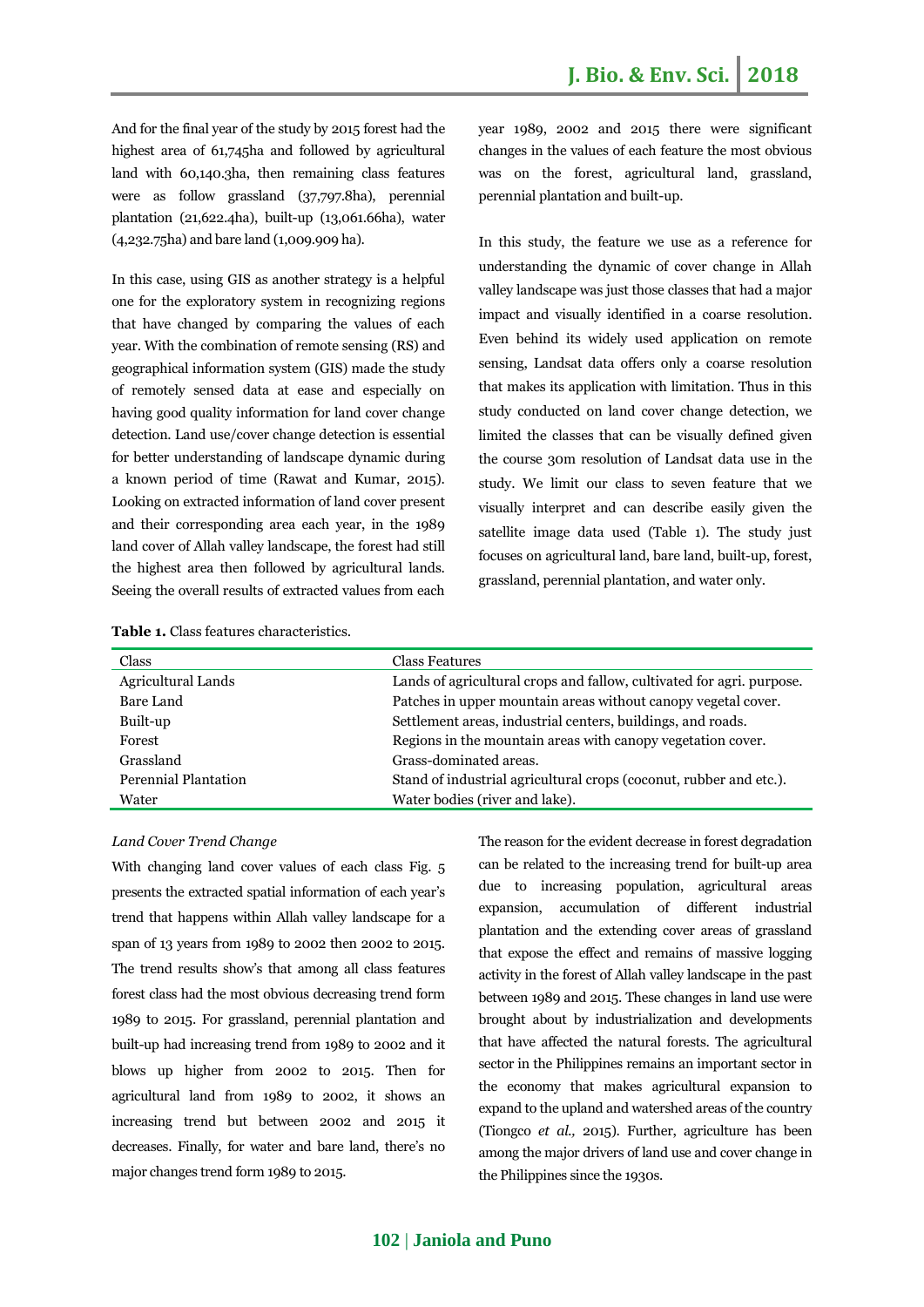And for the final year of the study by 2015 forest had the highest area of 61,745ha and followed by agricultural land with 60,140.3ha, then remaining class features were as follow grassland (37,797.8ha), perennial plantation (21,622.4ha), built-up (13,061.66ha), water (4,232.75ha) and bare land (1,009.909 ha).

In this case, using GIS as another strategy is a helpful one for the exploratory system in recognizing regions that have changed by comparing the values of each year. With the combination of remote sensing (RS) and geographical information system (GIS) made the study of remotely sensed data at ease and especially on having good quality information for land cover change detection. Land use/cover change detection is essential for better understanding of landscape dynamic during a known period of time (Rawat and Kumar, 2015). Looking on extracted information of land cover present and their corresponding area each year, in the 1989 land cover of Allah valley landscape, the forest had still the highest area then followed by agricultural lands. Seeing the overall results of extracted values from each year 1989, 2002 and 2015 there were significant changes in the values of each feature the most obvious was on the forest, agricultural land, grassland, perennial plantation and built-up.

In this study, the feature we use as a reference for understanding the dynamic of cover change in Allah valley landscape was just those classes that had a major impact and visually identified in a coarse resolution. Even behind its widely used application on remote sensing, Landsat data offers only a coarse resolution that makes its application with limitation. Thus in this study conducted on land cover change detection, we limited the classes that can be visually defined given the course 30m resolution of Landsat data use in the study. We limit our class to seven feature that we visually interpret and can describe easily given the satellite image data used (Table 1). The study just focuses on agricultural land, bare land, built-up, forest, grassland, perennial plantation, and water only.

**Table 1.** Class features characteristics.

| Class | Class Features |
|---|---|
| Agricultural Lands | Lands of agricultural crops and fallow, cultivated for agri. purpose. |
| Bare Land | Patches in upper mountain areas without canopy vegetal cover. |
| Built-up | Settlement areas, industrial centers, buildings, and roads. |
| Forest | Regions in the mountain areas with canopy vegetation cover. |
| Grassland | Grass-dominated areas. |
| Perennial Plantation | Stand of industrial agricultural crops (coconut, rubber and etc.). |
| Water | Water bodies (river and lake). |

*Land Cover Trend Change*

With changing land cover values of each class Fig. 5 presents the extracted spatial information of each year's trend that happens within Allah valley landscape for a span of 13 years from 1989 to 2002 then 2002 to 2015. The trend results show's that among all class features forest class had the most obvious decreasing trend form 1989 to 2015. For grassland, perennial plantation and built-up had increasing trend from 1989 to 2002 and it blows up higher from 2002 to 2015. Then for agricultural land from 1989 to 2002, it shows an increasing trend but between 2002 and 2015 it decreases. Finally, for water and bare land, there's no major changes trend form 1989 to 2015.

The reason for the evident decrease in forest degradation can be related to the increasing trend for built-up area due to increasing population, agricultural areas expansion, accumulation of different industrial plantation and the extending cover areas of grassland that expose the effect and remains of massive logging activity in the forest of Allah valley landscape in the past between 1989 and 2015. These changes in land use were brought about by industrialization and developments that have affected the natural forests. The agricultural sector in the Philippines remains an important sector in the economy that makes agricultural expansion to expand to the upland and watershed areas of the country (Tiongco *et al.,* 2015). Further, agriculture has been among the major drivers of land use and cover change in the Philippines since the 1930s.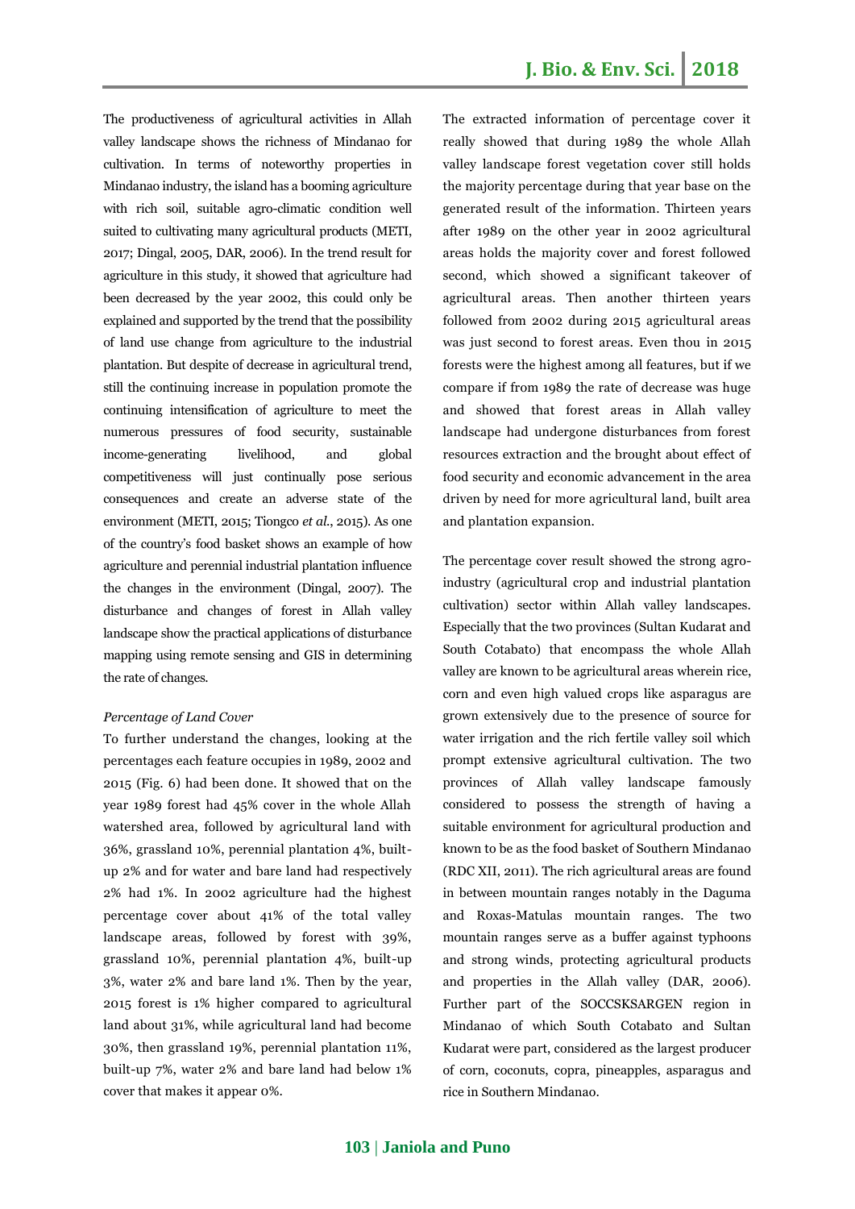The productiveness of agricultural activities in Allah valley landscape shows the richness of Mindanao for cultivation. In terms of noteworthy properties in Mindanao industry, the island has a booming agriculture with rich soil, suitable agro-climatic condition well suited to cultivating many agricultural products (METI, 2017; Dingal, 2005, DAR, 2006). In the trend result for agriculture in this study, it showed that agriculture had been decreased by the year 2002, this could only be explained and supported by the trend that the possibility of land use change from agriculture to the industrial plantation. But despite of decrease in agricultural trend, still the continuing increase in population promote the continuing intensification of agriculture to meet the numerous pressures of food security, sustainable income-generating livelihood, and global competitiveness will just continually pose serious consequences and create an adverse state of the environment (METI, 2015; Tiongco *et al.*, 2015). As one of the country's food basket shows an example of how agriculture and perennial industrial plantation influence the changes in the environment (Dingal, 2007). The disturbance and changes of forest in Allah valley landscape show the practical applications of disturbance mapping using remote sensing and GIS in determining the rate of changes.

*Percentage of Land Cover*

To further understand the changes, looking at the percentages each feature occupies in 1989, 2002 and 2015 (Fig. 6) had been done. It showed that on the year 1989 forest had 45% cover in the whole Allah watershed area, followed by agricultural land with 36%, grassland 10%, perennial plantation 4%, built-up 2% and for water and bare land had respectively 2% had 1%. In 2002 agriculture had the highest percentage cover about 41% of the total valley landscape areas, followed by forest with 39%, grassland 10%, perennial plantation 4%, built-up 3%, water 2% and bare land 1%. Then by the year, 2015 forest is 1% higher compared to agricultural land about 31%, while agricultural land had become 30%, then grassland 19%, perennial plantation 11%, built-up 7%, water 2% and bare land had below 1% cover that makes it appear 0%.

The extracted information of percentage cover it really showed that during 1989 the whole Allah valley landscape forest vegetation cover still holds the majority percentage during that year base on the generated result of the information. Thirteen years after 1989 on the other year in 2002 agricultural areas holds the majority cover and forest followed second, which showed a significant takeover of agricultural areas. Then another thirteen years followed from 2002 during 2015 agricultural areas was just second to forest areas. Even thou in 2015 forests were the highest among all features, but if we compare if from 1989 the rate of decrease was huge and showed that forest areas in Allah valley landscape had undergone disturbances from forest resources extraction and the brought about effect of food security and economic advancement in the area driven by need for more agricultural land, built area and plantation expansion.

The percentage cover result showed the strong agro-industry (agricultural crop and industrial plantation cultivation) sector within Allah valley landscapes. Especially that the two provinces (Sultan Kudarat and South Cotabato) that encompass the whole Allah valley are known to be agricultural areas wherein rice, corn and even high valued crops like asparagus are grown extensively due to the presence of source for water irrigation and the rich fertile valley soil which prompt extensive agricultural cultivation. The two provinces of Allah valley landscape famously considered to possess the strength of having a suitable environment for agricultural production and known to be as the food basket of Southern Mindanao (RDC XII, 2011). The rich agricultural areas are found in between mountain ranges notably in the Daguma and Roxas-Matulas mountain ranges. The two mountain ranges serve as a buffer against typhoons and strong winds, protecting agricultural products and properties in the Allah valley (DAR, 2006). Further part of the SOCCSKSARGEN region in Mindanao of which South Cotabato and Sultan Kudarat were part, considered as the largest producer of corn, coconuts, copra, pineapples, asparagus and rice in Southern Mindanao.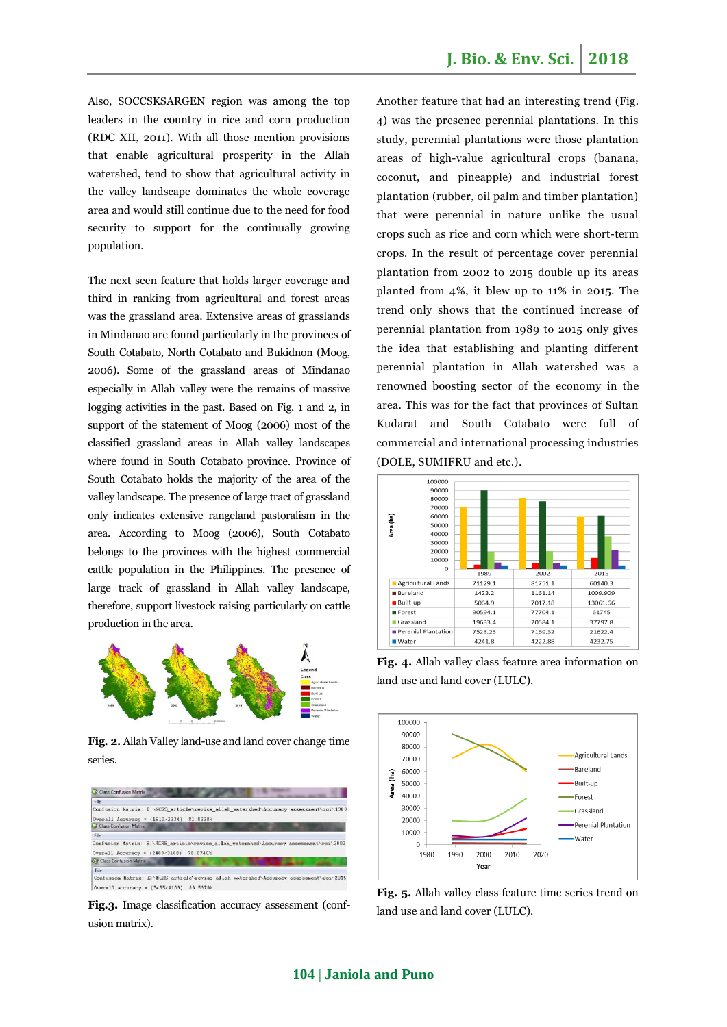Also, SOCCSKSARGEN region was among the top leaders in the country in rice and corn production (RDC XII, 2011). With all those mention provisions that enable agricultural prosperity in the Allah watershed, tend to show that agricultural activity in the valley landscape dominates the whole coverage area and would still continue due to the need for food security to support for the continually growing population.

The next seen feature that holds larger coverage and third in ranking from agricultural and forest areas was the grassland area. Extensive areas of grasslands in Mindanao are found particularly in the provinces of South Cotabato, North Cotabato and Bukidnon (Moog, 2006). Some of the grassland areas of Mindanao especially in Allah valley were the remains of massive logging activities in the past. Based on Fig. 1 and 2, in support of the statement of Moog (2006) most of the classified grassland areas in Allah valley landscapes where found in South Cotabato province. Province of South Cotabato holds the majority of the area of the valley landscape. The presence of large tract of grassland only indicates extensive rangeland pastoralism in the area. According to Moog (2006), South Cotabato belongs to the provinces with the highest commercial cattle population in the Philippines. The presence of large track of grassland in Allah valley landscape, therefore, support livestock raising particularly on cattle production in the area.

**Fig. 2.** Allah Valley land-use and land cover change time series.

**Fig.3.** Image classification accuracy assessment (confusion matrix).

Another feature that had an interesting trend (Fig. 4) was the presence perennial plantations. In this study, perennial plantations were those plantation areas of high-value agricultural crops (banana, coconut, and pineapple) and industrial forest plantation (rubber, oil palm and timber plantation) that were perennial in nature unlike the usual crops such as rice and corn which were short-term crops. In the result of percentage cover perennial plantation from 2002 to 2015 double up its areas planted from 4%, it blew up to 11% in 2015. The trend only shows that the continued increase of perennial plantation from 1989 to 2015 only gives the idea that establishing and planting different perennial plantation in Allah watershed was a renowned boosting sector of the economy in the area. This was for the fact that provinces of Sultan Kudarat and South Cotabato were full of commercial and international processing industries (DOLE, SUMIFRU and etc.).

| | 1989 | 2002 | 2015 |
|---|---|---|---|
| Agricultural Lands | 71129.1 | 81751.1 | 60140.3 |
| Bareland | 1423.2 | 1161.14 | 1009.909 |
| Built-up | 5064.9 | 7017.18 | 13061.66 |
| Forest | 90594.1 | 77704.1 | 61745 |
| Grassland | 19633.4 | 20584.1 | 37797.8 |
| Perenial Plantation | 7523.25 | 7169.32 | 21622.4 |
| Water | 4241.8 | 4222.88 | 4232.75 |

**Fig. 4.** Allah valley class feature area information on land use and land cover (LULC).

**Fig. 5.** Allah valley class feature time series trend on land use and land cover (LULC).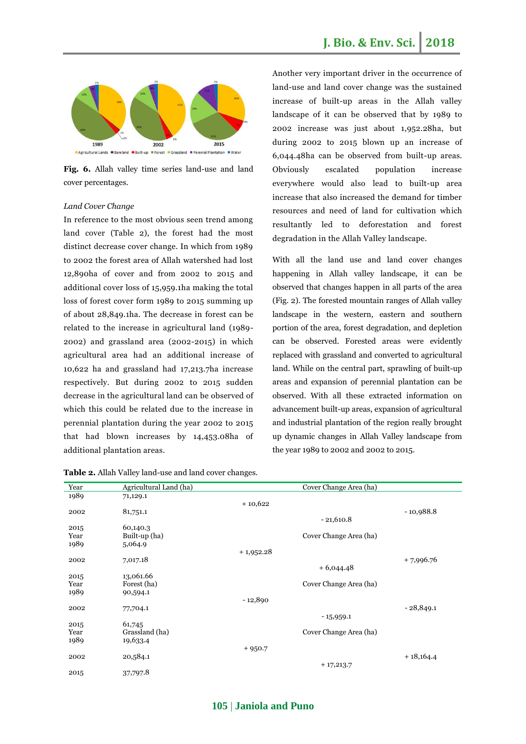Fig. 6. Allah valley time series land-use and land cover percentages.

*Land Cover Change*

In reference to the most obvious seen trend among land cover (Table 2), the forest had the most distinct decrease cover change. In which from 1989 to 2002 the forest area of Allah watershed had lost 12,890ha of cover and from 2002 to 2015 and additional cover loss of 15,959.1ha making the total loss of forest cover form 1989 to 2015 summing up of about 28,849.1ha. The decrease in forest can be related to the increase in agricultural land (1989-2002) and grassland area (2002-2015) in which agricultural area had an additional increase of 10,622 ha and grassland had 17,213.7ha increase respectively. But during 2002 to 2015 sudden decrease in the agricultural land can be observed of which this could be related due to the increase in perennial plantation during the year 2002 to 2015 that had blown increases by 14,453.08ha of additional plantation areas.

Another very important driver in the occurrence of land-use and land cover change was the sustained increase of built-up areas in the Allah valley landscape of it can be observed that by 1989 to 2002 increase was just about 1,952.28ha, but during 2002 to 2015 blown up an increase of 6,044.48ha can be observed from built-up areas. Obviously escalated population increase everywhere would also lead to built-up area increase that also increased the demand for timber resources and need of land for cultivation which resultantly led to deforestation and forest degradation in the Allah Valley landscape.

With all the land use and land cover changes happening in Allah valley landscape, it can be observed that changes happen in all parts of the area (Fig. 2). The forested mountain ranges of Allah valley landscape in the western, eastern and southern portion of the area, forest degradation, and depletion can be observed. Forested areas were evidently replaced with grassland and converted to agricultural land. While on the central part, sprawling of built-up areas and expansion of perennial plantation can be observed. With all these extracted information on advancement built-up areas, expansion of agricultural and industrial plantation of the region really brought up dynamic changes in Allah Valley landscape from the year 1989 to 2002 and 2002 to 2015.

**Table 2.** Allah Valley land-use and land cover changes.

| Year | Agricultural Land (ha) | Cover Change Area (ha) | | |
|---|---|---|---|---|
| 1989 | 71,129.1 | + 10,622 | | |
| 2002 | 81,751.1 | | - 21,610.8 | - 10,988.8 |
| 2015 | 60,140.3 | | | |
| **Year** | **Built-up (ha)** | **Cover Change Area (ha)** | | |
| 1989 | 5,064.9 | + 1,952.28 | | |
| 2002 | 7,017.18 | | + 6,044.48 | + 7,996.76 |
| 2015 | 13,061.66 | | | |
| **Year** | **Forest (ha)** | **Cover Change Area (ha)** | | |
| 1989 | 90,594.1 | - 12,890 | | |
| 2002 | 77,704.1 | | - 15,959.1 | - 28,849.1 |
| 2015 | 61,745 | | | |
| **Year** | **Grassland (ha)** | **Cover Change Area (ha)** | | |
| 1989 | 19,633.4 | + 950.7 | | |
| 2002 | 20,584.1 | | + 17,213.7 | + 18,164.4 |
| 2015 | 37,797.8 | | | |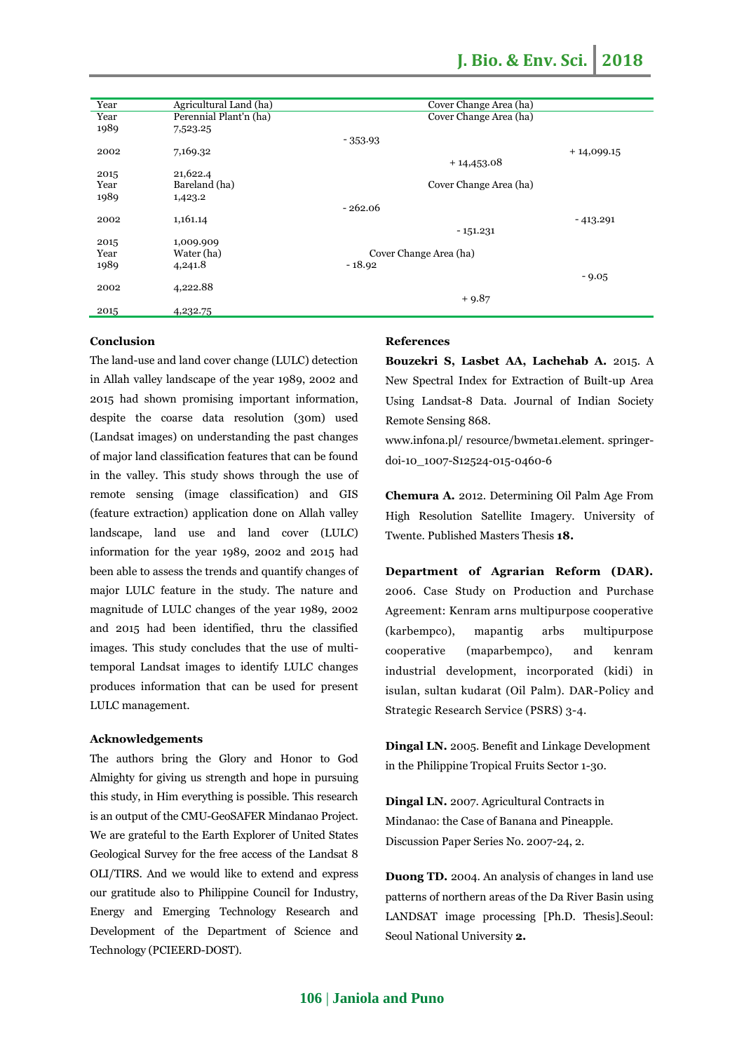| Year | Agricultural Land (ha) | Cover Change Area (ha) | | |
|---|---|---|---|---|
| Year | Perennial Plant'n (ha) | Cover Change Area (ha) | | |
| 1989 | 7,523.25 | | | |
| | | - 353.93 | | |
| 2002 | 7,169.32 | | | + 14,099.15 |
| | | | + 14,453.08 | |
| 2015 | 21,622.4 | | | |
| Year | Bareland (ha) | Cover Change Area (ha) | | |
| 1989 | 1,423.2 | | | |
| | | - 262.06 | | |
| 2002 | 1,161.14 | | | - 413.291 |
| | | | - 151.231 | |
| 2015 | 1,009.909 | | | |
| Year | Water (ha) | Cover Change Area (ha) | | |
| 1989 | 4,241.8 | - 18.92 | | |
| | | | | - 9.05 |
| 2002 | 4,222.88 | | | |
| | | | + 9.87 | |
| 2015 | 4,232.75 | | | |

**Conclusion**

The land-use and land cover change (LULC) detection in Allah valley landscape of the year 1989, 2002 and 2015 had shown promising important information, despite the coarse data resolution (30m) used (Landsat images) on understanding the past changes of major land classification features that can be found in the valley. This study shows through the use of remote sensing (image classification) and GIS (feature extraction) application done on Allah valley landscape, land use and land cover (LULC) information for the year 1989, 2002 and 2015 had been able to assess the trends and quantify changes of major LULC feature in the study. The nature and magnitude of LULC changes of the year 1989, 2002 and 2015 had been identified, thru the classified images. This study concludes that the use of multi-temporal Landsat images to identify LULC changes produces information that can be used for present LULC management.

**Acknowledgements**

The authors bring the Glory and Honor to God Almighty for giving us strength and hope in pursuing this study, in Him everything is possible. This research is an output of the CMU-GeoSAFER Mindanao Project. We are grateful to the Earth Explorer of United States Geological Survey for the free access of the Landsat 8 OLI/TIRS. And we would like to extend and express our gratitude also to Philippine Council for Industry, Energy and Emerging Technology Research and Development of the Department of Science and Technology (PCIEERD-DOST).

**References**

**Bouzekri S, Lasbet AA, Lachehab A.** 2015. A New Spectral Index for Extraction of Built-up Area Using Landsat-8 Data. Journal of Indian Society Remote Sensing 868.
www.infona.pl/ resource/bwmeta1.element. springer-doi-10_1007-S12524-015-0460-6

**Chemura A.** 2012. Determining Oil Palm Age From High Resolution Satellite Imagery. University of Twente. Published Masters Thesis **18.**

**Department of Agrarian Reform (DAR).** 2006. Case Study on Production and Purchase Agreement: Kenram arns multipurpose cooperative (karbempco), mapantig arbs multipurpose cooperative (maparbempco), and kenram industrial development, incorporated (kidi) in isulan, sultan kudarat (Oil Palm). DAR-Policy and Strategic Research Service (PSRS) 3-4.

**Dingal LN.** 2005. Benefit and Linkage Development in the Philippine Tropical Fruits Sector 1-30.

**Dingal LN.** 2007. Agricultural Contracts in Mindanao: the Case of Banana and Pineapple. Discussion Paper Series No. 2007-24, 2.

**Duong TD.** 2004. An analysis of changes in land use patterns of northern areas of the Da River Basin using LANDSAT image processing [Ph.D. Thesis].Seoul: Seoul National University **2.**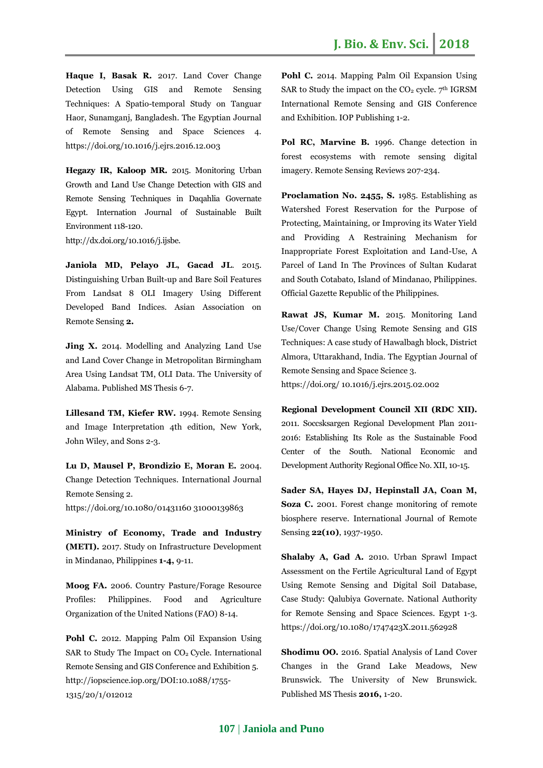**Haque I, Basak R.** 2017. Land Cover Change Detection Using GIS and Remote Sensing Techniques: A Spatio-temporal Study on Tanguar Haor, Sunamganj, Bangladesh. The Egyptian Journal of Remote Sensing and Space Sciences 4. https://doi.org/10.1016/j.ejrs.2016.12.003

**Hegazy IR, Kaloop MR.** 2015. Monitoring Urban Growth and Land Use Change Detection with GIS and Remote Sensing Techniques in Daqahlia Governate Egypt. International Journal of Sustainable Built Environment 118-120. http://dx.doi.org/10.1016/j.ijsbe.

**Janiola MD, Pelayo JL, Gacad JL**. 2015. Distinguishing Urban Built-up and Bare Soil Features From Landsat 8 OLI Imagery Using Different Developed Band Indices. Asian Association on Remote Sensing **2.**

**Jing X.** 2014. Modelling and Analyzing Land Use and Land Cover Change in Metropolitan Birmingham Area Using Landsat TM, OLI Data. The University of Alabama. Published MS Thesis 6-7.

**Lillesand TM, Kiefer RW.** 1994. Remote Sensing and Image Interpretation 4th edition, New York, John Wiley, and Sons 2-3.

**Lu D, Mausel P, Brondizio E, Moran E.** 2004. Change Detection Techniques. International Journal Remote Sensing 2. https://doi.org/10.1080/01431160 31000139863

**Ministry of Economy, Trade and Industry (METI).** 2017. Study on Infrastructure Development in Mindanao, Philippines **1-4,** 9-11.

**Moog FA.** 2006. Country Pasture/Forage Resource Profiles: Philippines. Food and Agriculture Organization of the United Nations (FAO) 8-14.

**Pohl C.** 2012. Mapping Palm Oil Expansion Using SAR to Study The Impact on $CO_2$ Cycle. International Remote Sensing and GIS Conference and Exhibition 5. http://iopscience.iop.org/DOI:10.1088/1755-1315/20/1/012012

**Pohl C.** 2014. Mapping Palm Oil Expansion Using SAR to Study the impact on the $CO_2$ cycle. 7th IGRSM International Remote Sensing and GIS Conference and Exhibition. IOP Publishing 1-2.

**Pol RC, Marvine B.** 1996. Change detection in forest ecosystems with remote sensing digital imagery. Remote Sensing Reviews 207-234.

**Proclamation No. 2455, S.** 1985. Establishing as Watershed Forest Reservation for the Purpose of Protecting, Maintaining, or Improving its Water Yield and Providing A Restraining Mechanism for Inappropriate Forest Exploitation and Land-Use, A Parcel of Land In The Provinces of Sultan Kudarat and South Cotabato, Island of Mindanao, Philippines. Official Gazette Republic of the Philippines.

**Rawat JS, Kumar M.** 2015. Monitoring Land Use/Cover Change Using Remote Sensing and GIS Techniques: A case study of Hawalbagh block, District Almora, Uttarakhand, India. The Egyptian Journal of Remote Sensing and Space Science 3. https://doi.org/ 10.1016/j.ejrs.2015.02.002

**Regional Development Council XII (RDC XII).** 2011. Soccsksargen Regional Development Plan 2011-2016: Establishing Its Role as the Sustainable Food Center of the South. National Economic and Development Authority Regional Office No. XII, 10-15.

**Sader SA, Hayes DJ, Hepinstall JA, Coan M, Soza C.** 2001. Forest change monitoring of remote biosphere reserve. International Journal of Remote Sensing **22(10)**, 1937-1950.

**Shalaby A, Gad A.** 2010. Urban Sprawl Impact Assessment on the Fertile Agricultural Land of Egypt Using Remote Sensing and Digital Soil Database, Case Study: Qalubiya Governate. National Authority for Remote Sensing and Space Sciences. Egypt 1-3. https://doi.org/10.1080/1747423X.2011.562928

**Shodimu OO.** 2016. Spatial Analysis of Land Cover Changes in the Grand Lake Meadows, New Brunswick. The University of New Brunswick. Published MS Thesis **2016,** 1-20.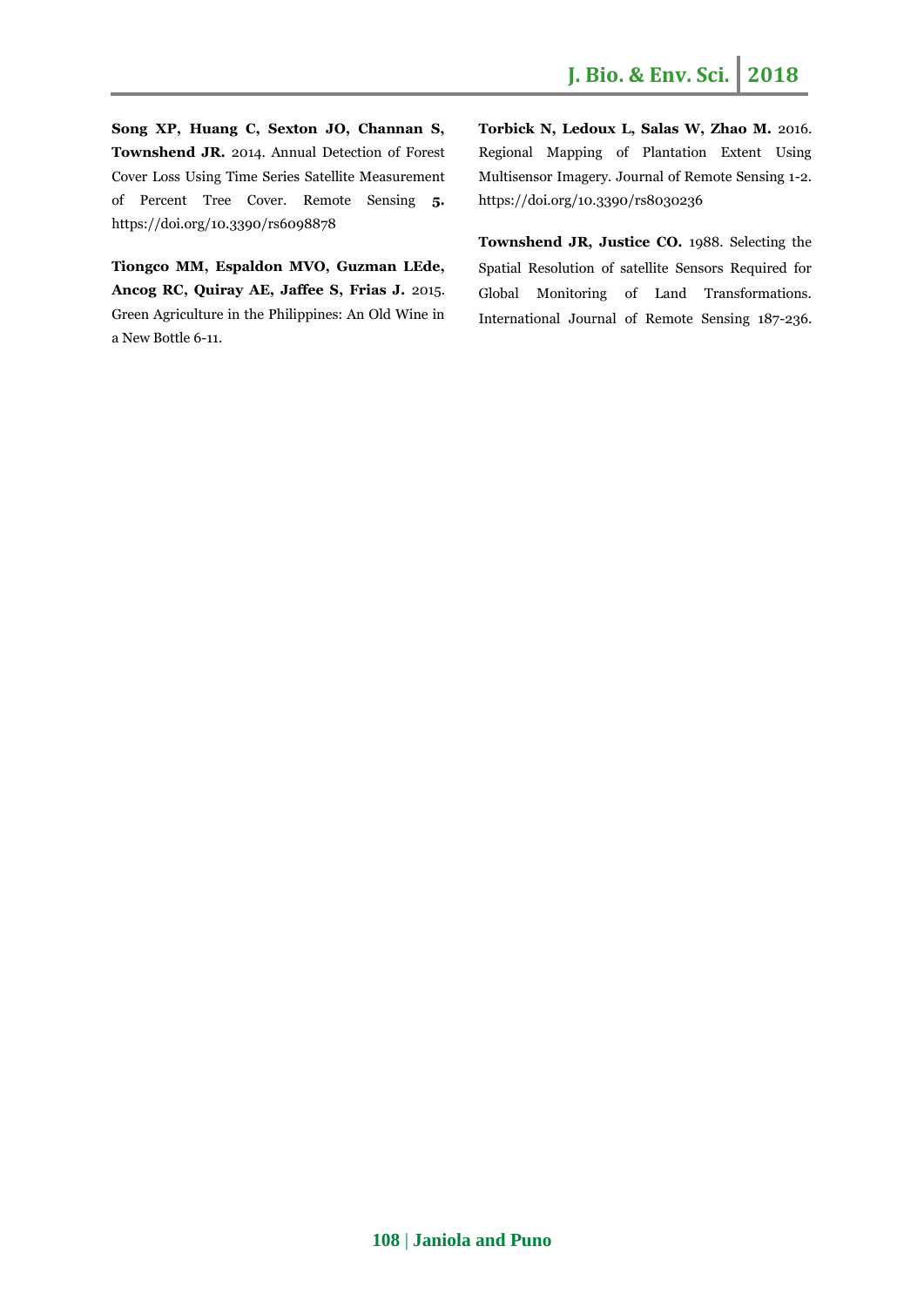**Song XP, Huang C, Sexton JO, Channan S, Townshend JR.** 2014. Annual Detection of Forest Cover Loss Using Time Series Satellite Measurement of Percent Tree Cover. Remote Sensing **5.** https://doi.org/10.3390/rs6098878

**Tiongco MM, Espaldon MVO, Guzman LEde, Ancog RC, Quiray AE, Jaffee S, Frias J.** 2015. Green Agriculture in the Philippines: An Old Wine in a New Bottle 6-11.

**Torbick N, Ledoux L, Salas W, Zhao M.** 2016. Regional Mapping of Plantation Extent Using Multisensor Imagery. Journal of Remote Sensing 1-2. https://doi.org/10.3390/rs8030236

**Townshend JR, Justice CO.** 1988. Selecting the Spatial Resolution of satellite Sensors Required for Global Monitoring of Land Transformations. International Journal of Remote Sensing 187-236.